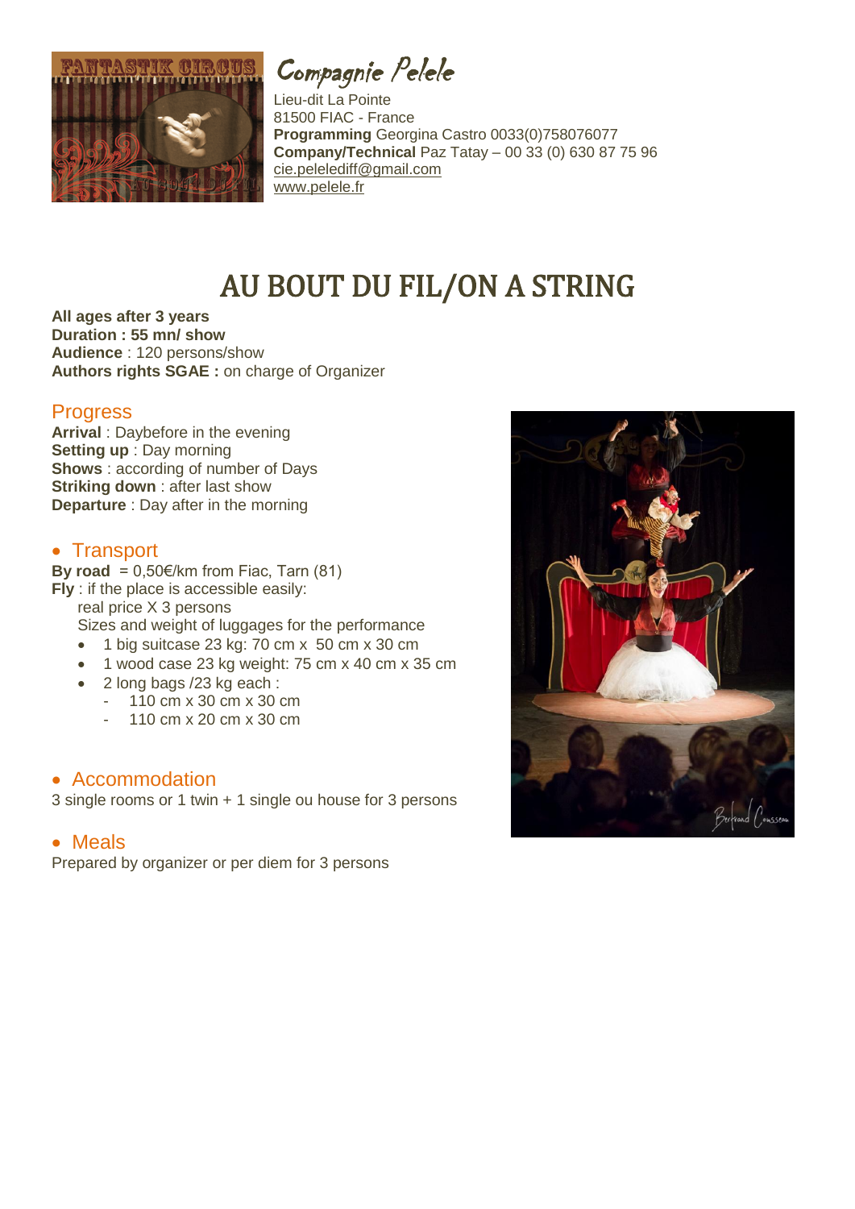Compagnie Pelele

Lieu-dit La Pointe
81500 FIAC - France
**Programming** Georgina Castro 0033(0)758076077
**Company/Technical** Paz Tatay – 00 33 (0) 630 87 75 96
cie.pelelediff@gmail.com
www.pelele.fr

# AU BOUT DU FIL/ON A STRING

**All ages after 3 years**
**Duration : 55 mn/ show**
**Audience** : 120 persons/show
**Authors rights SGAE :** on charge of Organizer

## Progress

**Arrival** : Daybefore in the evening
**Setting up** : Day morning
**Shows** : according of number of Days
**Striking down** : after last show
**Departure** : Day after in the morning

## • Transport

**By road** = 0,50€/km from Fiac, Tarn (81)
**Fly** : if the place is accessible easily:
real price X 3 persons
Sizes and weight of luggages for the performance

- 1 big suitcase 23 kg: 70 cm x 50 cm x 30 cm
- 1 wood case 23 kg weight: 75 cm x 40 cm x 35 cm
- 2 long bags /23 kg each :
  - 110 cm x 30 cm x 30 cm
  - 110 cm x 20 cm x 30 cm

## • Accommodation

3 single rooms or 1 twin + 1 single ou house for 3 persons

## • Meals

Prepared by organizer or per diem for 3 persons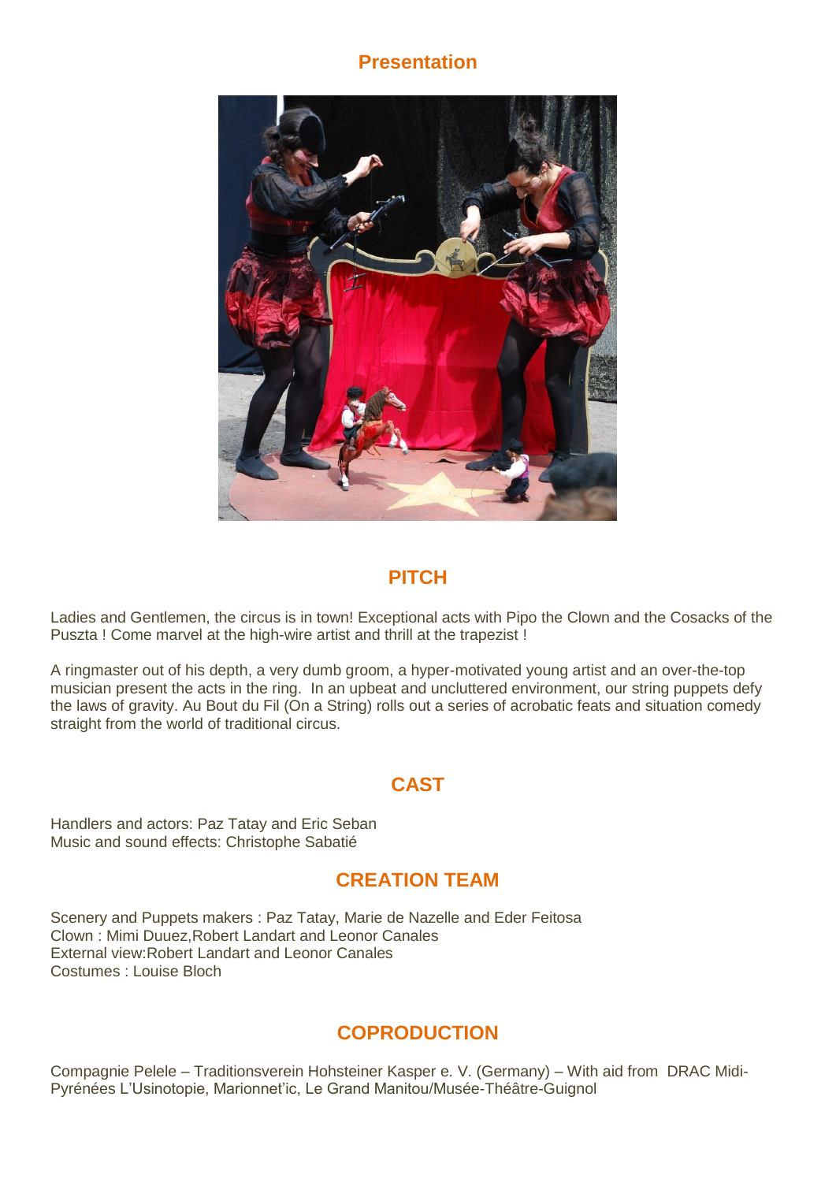## Presentation

## PITCH

Ladies and Gentlemen, the circus is in town! Exceptional acts with Pipo the Clown and the Cosacks of the Puszta ! Come marvel at the high-wire artist and thrill at the trapezist !

A ringmaster out of his depth, a very dumb groom, a hyper-motivated young artist and an over-the-top musician present the acts in the ring. In an upbeat and uncluttered environment, our string puppets defy the laws of gravity. Au Bout du Fil (On a String) rolls out a series of acrobatic feats and situation comedy straight from the world of traditional circus.

## CAST

Handlers and actors: Paz Tatay and Eric Seban
Music and sound effects: Christophe Sabatié

## CREATION TEAM

Scenery and Puppets makers : Paz Tatay, Marie de Nazelle and Eder Feitosa
Clown : Mimi Duuez,Robert Landart and Leonor Canales
External view:Robert Landart and Leonor Canales
Costumes : Louise Bloch

## COPRODUCTION

Compagnie Pelele – Traditionsverein Hohsteiner Kasper e. V. (Germany) – With aid from DRAC Midi-Pyrénées L'Usinotopie, Marionnet'ic, Le Grand Manitou/Musée-Théâtre-Guignol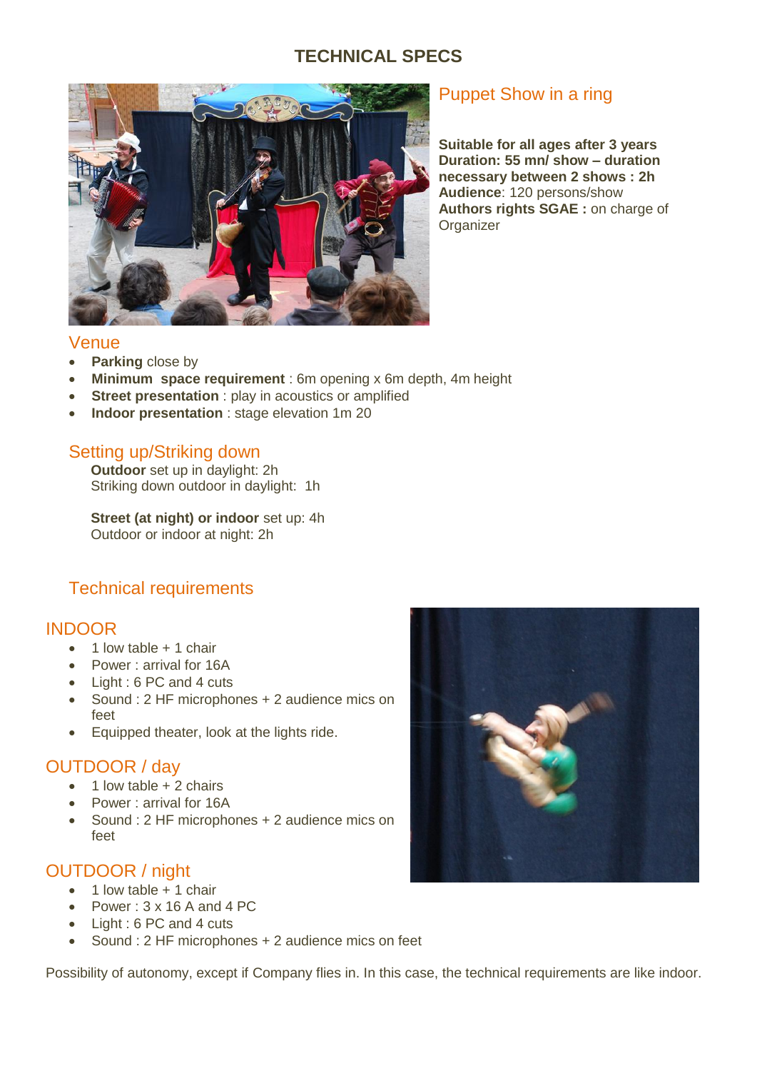# TECHNICAL SPECS

## Puppet Show in a ring

**Suitable for all ages after 3 years**
**Duration: 55 mn/ show – duration necessary between 2 shows : 2h**
**Audience**: 120 persons/show
**Authors rights SGAE :** on charge of Organizer

## Venue

- **Parking** close by
- **Minimum space requirement** : 6m opening x 6m depth, 4m height
- **Street presentation** : play in acoustics or amplified
- **Indoor presentation** : stage elevation 1m 20

## Setting up/Striking down

**Outdoor** set up in daylight: 2h
Striking down outdoor in daylight: 1h

**Street (at night) or indoor** set up: 4h
Outdoor or indoor at night: 2h

## Technical requirements

### INDOOR

- 1 low table + 1 chair
- Power : arrival for 16A
- Light : 6 PC and 4 cuts
- Sound : 2 HF microphones + 2 audience mics on feet
- Equipped theater, look at the lights ride.

### OUTDOOR / day

- 1 low table + 2 chairs
- Power : arrival for 16A
- Sound : 2 HF microphones + 2 audience mics on feet

### OUTDOOR / night

- 1 low table + 1 chair
- Power : 3 x 16 A and 4 PC
- Light : 6 PC and 4 cuts
- Sound : 2 HF microphones + 2 audience mics on feet

Possibility of autonomy, except if Company flies in. In this case, the technical requirements are like indoor.